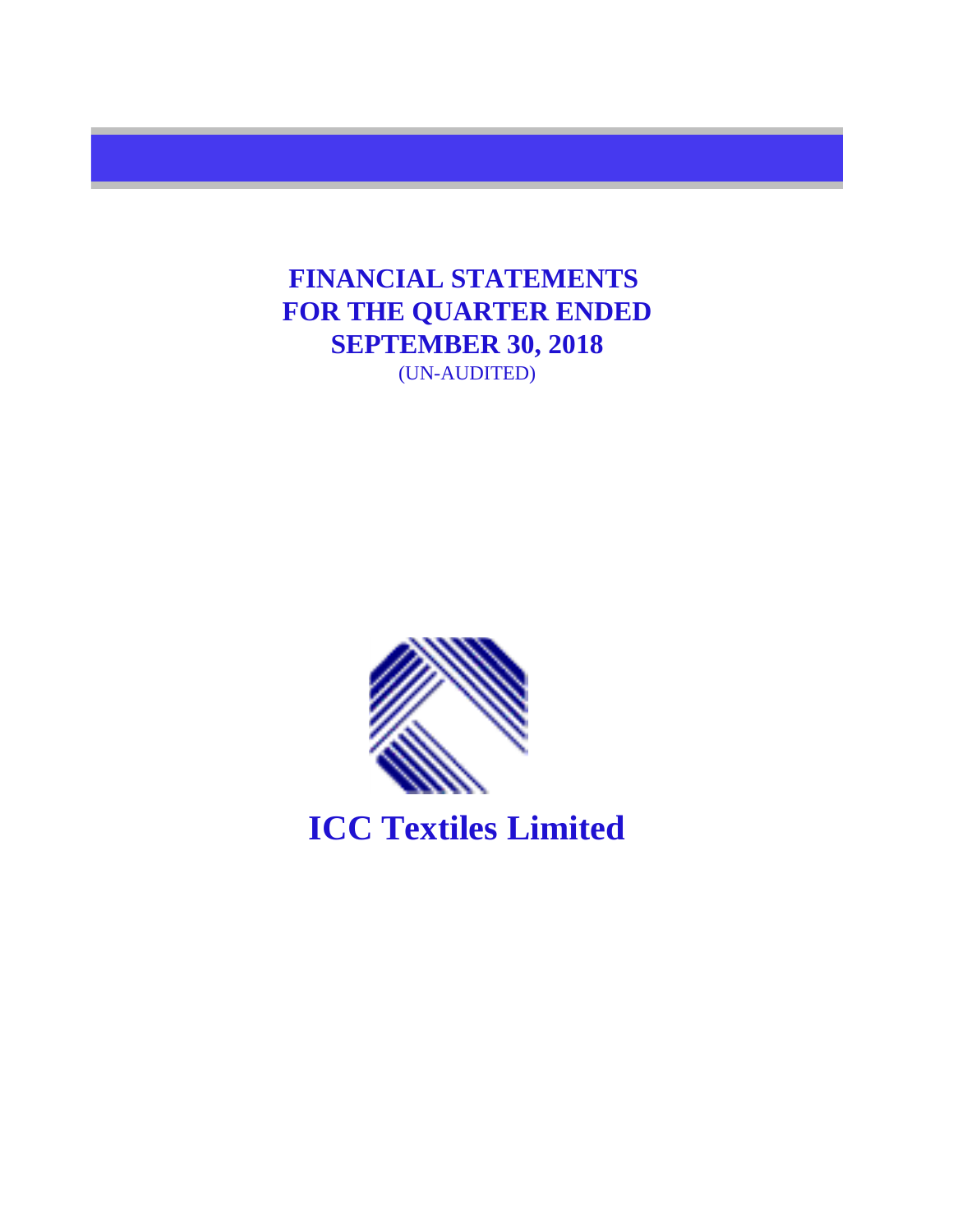# FINANCIAL STATEMENTS FOR THE QUARTER ENDED SEPTEMBER 30, 2018

(UN-AUDITED)

## ICC Textiles Limited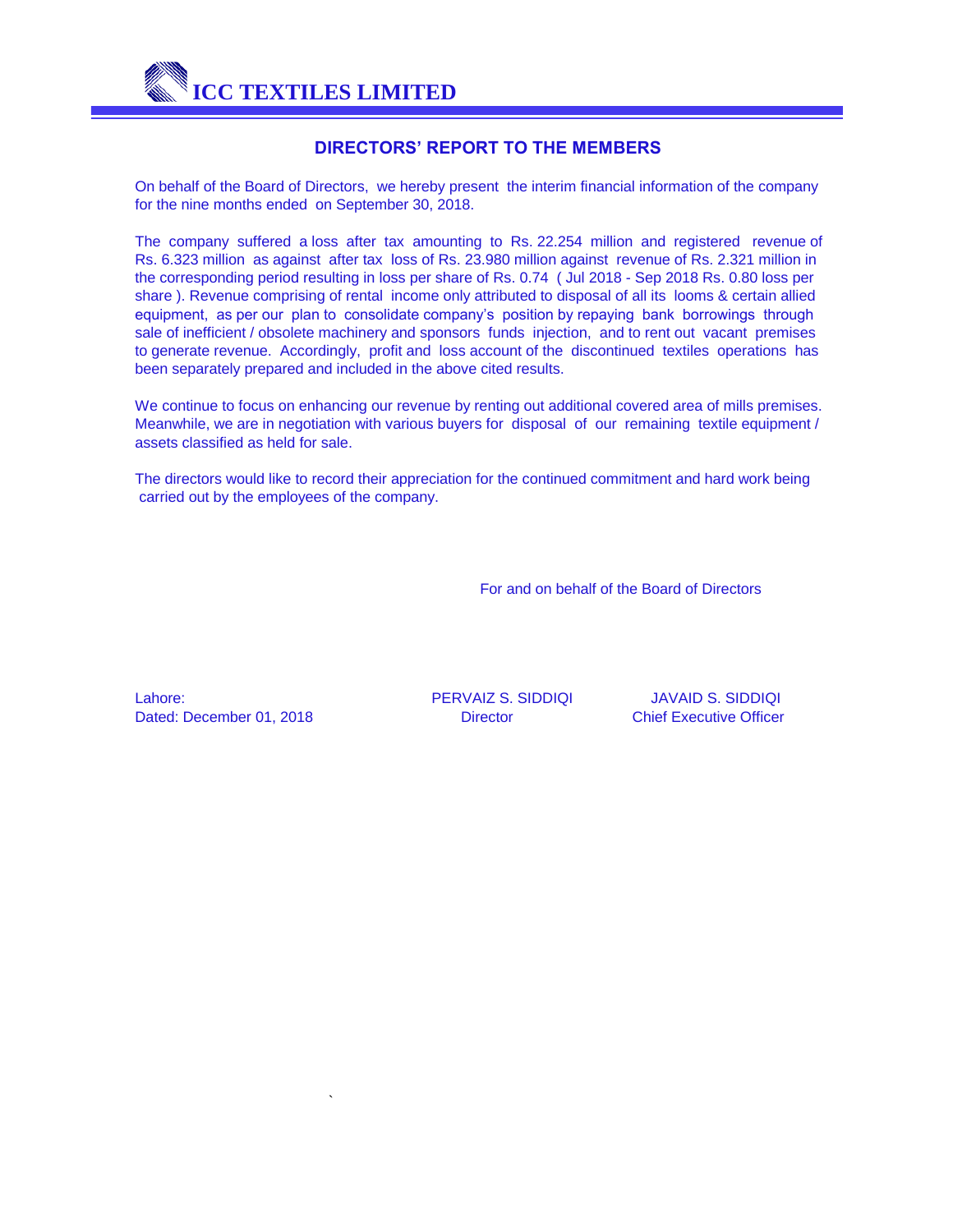# ICC TEXTILES LIMITED

## DIRECTORS' REPORT TO THE MEMBERS

On behalf of the Board of Directors, we hereby present the interim financial information of the company for the nine months ended on September 30, 2018.

The company suffered a loss after tax amounting to Rs. 22.254 million and registered revenue of Rs. 6.323 million as against after tax loss of Rs. 23.980 million against revenue of Rs. 2.321 million in the corresponding period resulting in loss per share of Rs. 0.74 ( Jul 2018 - Sep 2018 Rs. 0.80 loss per share ). Revenue comprising of rental income only attributed to disposal of all its looms & certain allied equipment, as per our plan to consolidate company's position by repaying bank borrowings through sale of inefficient / obsolete machinery and sponsors funds injection, and to rent out vacant premises to generate revenue. Accordingly, profit and loss account of the discontinued textiles operations has been separately prepared and included in the above cited results.

We continue to focus on enhancing our revenue by renting out additional covered area of mills premises. Meanwhile, we are in negotiation with various buyers for disposal of our remaining textile equipment / assets classified as held for sale.

The directors would like to record their appreciation for the continued commitment and hard work being carried out by the employees of the company.

For and on behalf of the Board of Directors

Lahore:
Dated: December 01, 2018

PERVAIZ S. SIDDIQI
Director

JAVAID S. SIDDIQI
Chief Executive Officer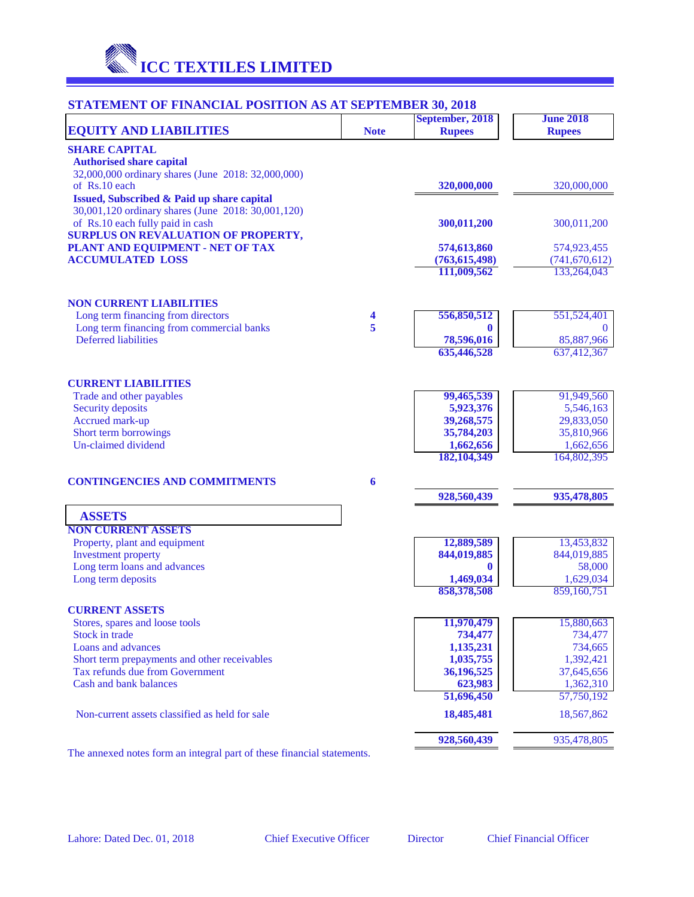# ICC TEXTILES LIMITED

## STATEMENT OF FINANCIAL POSITION AS AT SEPTEMBER 30, 2018

| EQUITY AND LIABILITIES | Note | September, 2018 Rupees | June 2018 Rupees |
|---|---|---|---|
| **SHARE CAPITAL** | | | |
| **Authorised share capital** | | | |
| 32,000,000 ordinary shares (June 2018: 32,000,000) of Rs.10 each | | **320,000,000** | 320,000,000 |
| **Issued, Subscribed & Paid up share capital** | | | |
| 30,001,120 ordinary shares (June 2018: 30,001,120) of Rs.10 each fully paid in cash | | **300,011,200** | 300,011,200 |
| **SURPLUS ON REVALUATION OF PROPERTY, PLANT AND EQUIPMENT - NET OF TAX** | | **574,613,860** | 574,923,455 |
| **ACCUMULATED LOSS** | | **(763,615,498)** | (741,670,612) |
| | | **111,009,562** | 133,264,043 |
| **NON CURRENT LIABILITIES** | | | |
| Long term financing from directors | 4 | **556,850,512** | 551,524,401 |
| Long term financing from commercial banks | 5 | **0** | 0 |
| Deferred liabilities | | **78,596,016** | 85,887,966 |
| | | **635,446,528** | 637,412,367 |
| **CURRENT LIABILITIES** | | | |
| Trade and other payables | | **99,465,539** | 91,949,560 |
| Security deposits | | **5,923,376** | 5,546,163 |
| Accrued mark-up | | **39,268,575** | 29,833,050 |
| Short term borrowings | | **35,784,203** | 35,810,966 |
| Un-claimed dividend | | **1,662,656** | 1,662,656 |
| | | **182,104,349** | 164,802,395 |
| **CONTINGENCIES AND COMMITMENTS** | 6 | | |
| | | **928,560,439** | **935,478,805** |
| **ASSETS** | | | |
| **NON CURRENT ASSETS** | | | |
| Property, plant and equipment | | **12,889,589** | 13,453,832 |
| Investment property | | **844,019,885** | 844,019,885 |
| Long term loans and advances | | **0** | 58,000 |
| Long term deposits | | **1,469,034** | 1,629,034 |
| | | **858,378,508** | 859,160,751 |
| **CURRENT ASSETS** | | | |
| Stores, spares and loose tools | | **11,970,479** | 15,880,663 |
| Stock in trade | | **734,477** | 734,477 |
| Loans and advances | | **1,135,231** | 734,665 |
| Short term prepayments and other receivables | | **1,035,755** | 1,392,421 |
| Tax refunds due from Government | | **36,196,525** | 37,645,656 |
| Cash and bank balances | | **623,983** | 1,362,310 |
| | | **51,696,450** | 57,750,192 |
| Non-current assets classified as held for sale | | **18,485,481** | 18,567,862 |
| | | **928,560,439** | 935,478,805 |

The annexed notes form an integral part of these financial statements.

Lahore: Dated Dec. 01, 2018 | Chief Executive Officer | Director | Chief Financial Officer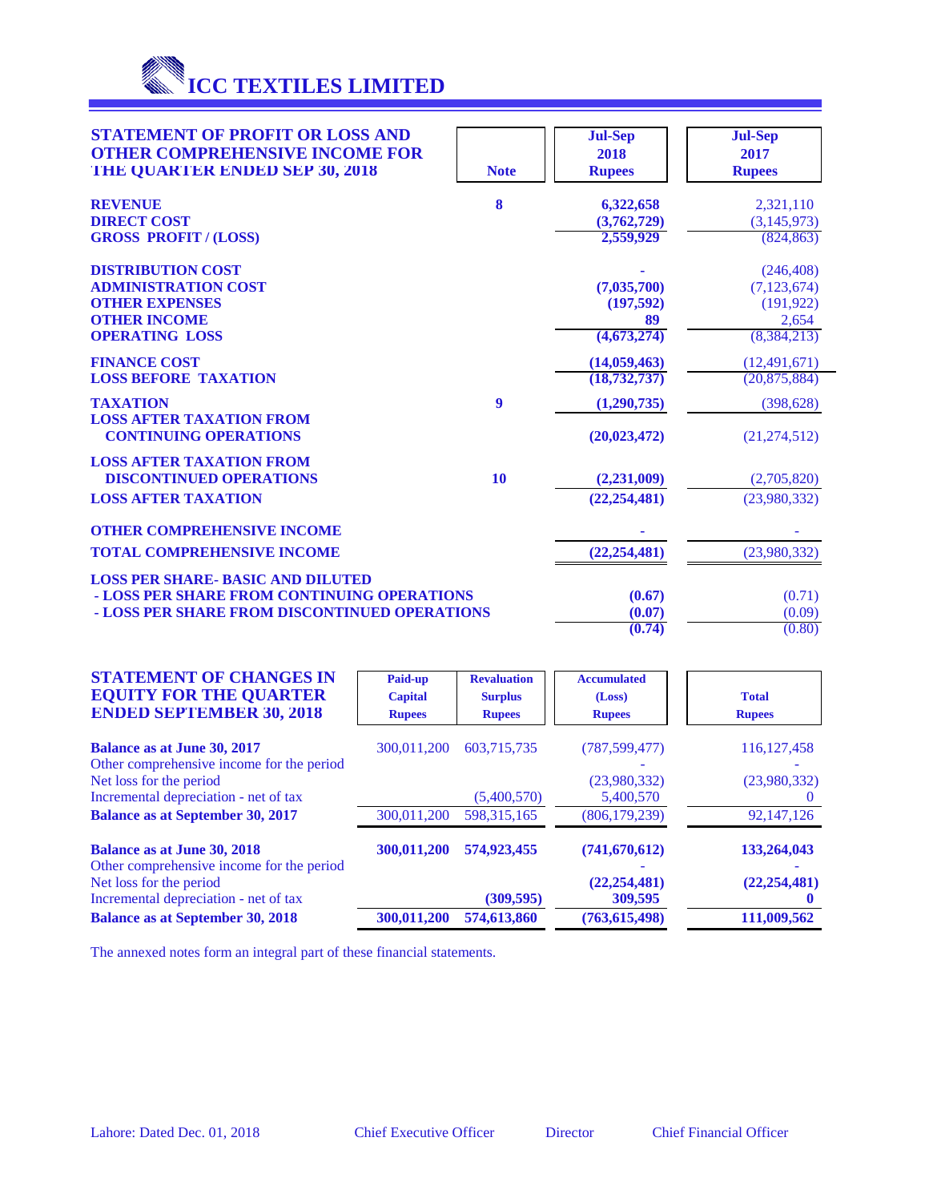# ICC TEXTILES LIMITED

## STATEMENT OF PROFIT OR LOSS AND OTHER COMPREHENSIVE INCOME FOR THE QUARTER ENDED SEP 30, 2018

| | Note | Jul-Sep 2018 Rupees | Jul-Sep 2017 Rupees |
|---|---|---|---|
| **REVENUE** | 8 | **6,322,658** | 2,321,110 |
| **DIRECT COST** | | **(3,762,729)** | (3,145,973) |
| **GROSS PROFIT / (LOSS)** | | **2,559,929** | (824,863) |
| **DISTRIBUTION COST** | | - | (246,408) |
| **ADMINISTRATION COST** | | **(7,035,700)** | (7,123,674) |
| **OTHER EXPENSES** | | **(197,592)** | (191,922) |
| **OTHER INCOME** | | **89** | 2,654 |
| **OPERATING LOSS** | | **(4,673,274)** | (8,384,213) |
| **FINANCE COST** | | **(14,059,463)** | (12,491,671) |
| **LOSS BEFORE TAXATION** | | **(18,732,737)** | (20,875,884) |
| **TAXATION** | 9 | **(1,290,735)** | (398,628) |
| **LOSS AFTER TAXATION FROM CONTINUING OPERATIONS** | | **(20,023,472)** | (21,274,512) |
| **LOSS AFTER TAXATION FROM DISCONTINUED OPERATIONS** | 10 | **(2,231,009)** | (2,705,820) |
| **LOSS AFTER TAXATION** | | **(22,254,481)** | (23,980,332) |
| **OTHER COMPREHENSIVE INCOME** | | - | - |
| **TOTAL COMPREHENSIVE INCOME** | | **(22,254,481)** | (23,980,332) |
| **LOSS PER SHARE- BASIC AND DILUTED** | | | |
| **- LOSS PER SHARE FROM CONTINUING OPERATIONS** | | **(0.67)** | (0.71) |
| **- LOSS PER SHARE FROM DISCONTINUED OPERATIONS** | | **(0.07)** | (0.09) |
| | | **(0.74)** | (0.80) |

## STATEMENT OF CHANGES IN EQUITY FOR THE QUARTER ENDED SEPTEMBER 30, 2018

| | Paid-up Capital Rupees | Revaluation Surplus Rupees | Accumulated (Loss) Rupees | Total Rupees |
|---|---|---|---|---|
| **Balance as at June 30, 2017** | 300,011,200 | 603,715,735 | (787,599,477) | 116,127,458 |
| Other comprehensive income for the period | | | - | - |
| Net loss for the period | | | (23,980,332) | (23,980,332) |
| Incremental depreciation - net of tax | | (5,400,570) | 5,400,570 | 0 |
| **Balance as at September 30, 2017** | 300,011,200 | 598,315,165 | (806,179,239) | 92,147,126 |
| **Balance as at June 30, 2018** | **300,011,200** | **574,923,455** | **(741,670,612)** | **133,264,043** |
| Other comprehensive income for the period | | | - | - |
| Net loss for the period | | | **(22,254,481)** | **(22,254,481)** |
| Incremental depreciation - net of tax | | **(309,595)** | **309,595** | **0** |
| **Balance as at September 30, 2018** | **300,011,200** | **574,613,860** | **(763,615,498)** | **111,009,562** |

The annexed notes form an integral part of these financial statements.

Lahore: Dated Dec. 01, 2018 | Chief Executive Officer | Director | Chief Financial Officer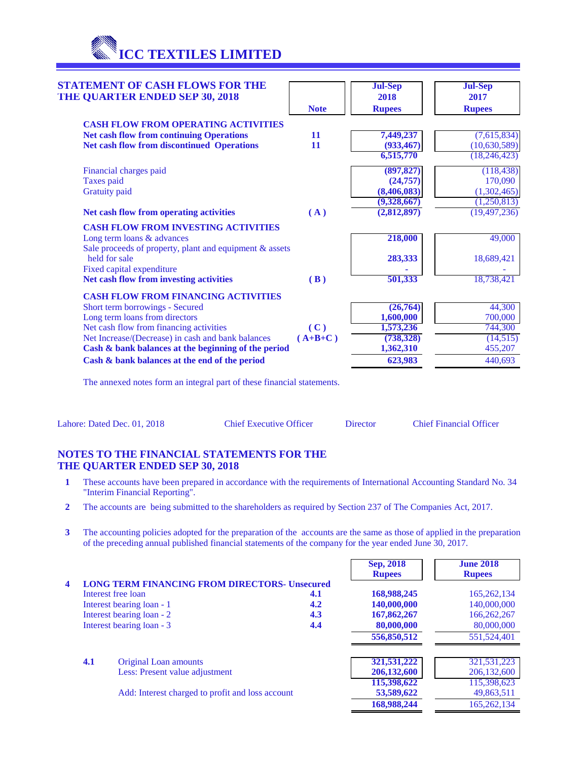# ICC TEXTILES LIMITED

## STATEMENT OF CASH FLOWS FOR THE THE QUARTER ENDED SEP 30, 2018

| | Note | Jul-Sep 2018 Rupees | Jul-Sep 2017 Rupees |
|---|---|---|---|
| **CASH FLOW FROM OPERATING ACTIVITIES** | | | |
| **Net cash flow from continuing Operations** | **11** | **7,449,237** | (7,615,834) |
| **Net cash flow from discontinued Operations** | **11** | **(933,467)** | (10,630,589) |
| | | **6,515,770** | (18,246,423) |
| Financial charges paid | | **(897,827)** | (118,438) |
| Taxes paid | | **(24,757)** | 170,090 |
| Gratuity paid | | **(8,406,083)** | (1,302,465) |
| | | **(9,328,667)** | (1,250,813) |
| **Net cash flow from operating activities** | **( A )** | **(2,812,897)** | (19,497,236) |
| **CASH FLOW FROM INVESTING ACTIVITIES** | | | |
| Long term loans & advances | | **218,000** | 49,000 |
| Sale proceeds of property, plant and equipment & assets held for sale | | **283,333** | 18,689,421 |
| Fixed capital expenditure | | **-** | - |
| **Net cash flow from investing activities** | **( B )** | **501,333** | 18,738,421 |
| **CASH FLOW FROM FINANCING ACTIVITIES** | | | |
| Short term borrowings - Secured | | **(26,764)** | 44,300 |
| Long term loans from directors | | **1,600,000** | 700,000 |
| Net cash flow from financing activities | **( C )** | **1,573,236** | 744,300 |
| Net Increase/(Decrease) in cash and bank balances | **( A+B+C )** | **(738,328)** | (14,515) |
| **Cash & bank balances at the beginning of the period** | | **1,362,310** | 455,207 |
| **Cash & bank balances at the end of the period** | | **623,983** | 440,693 |

The annexed notes form an integral part of these financial statements.

Lahore: Dated Dec. 01, 2018 | Chief Executive Officer | Director | Chief Financial Officer

## NOTES TO THE FINANCIAL STATEMENTS FOR THE THE QUARTER ENDED SEP 30, 2018

**1** These accounts have been prepared in accordance with the requirements of International Accounting Standard No. 34 "Interim Financial Reporting".

**2** The accounts are being submitted to the shareholders as required by Section 237 of The Companies Act, 2017.

**3** The accounting policies adopted for the preparation of the accounts are the same as those of applied in the preparation of the preceding annual published financial statements of the company for the year ended June 30, 2017.

| | | | Sep, 2018 Rupees | June 2018 Rupees |
|---|---|---|---|---|
| **4** | **LONG TERM FINANCING FROM DIRECTORS- Unsecured** | | | |
| | Interest free loan | **4.1** | **168,988,245** | 165,262,134 |
| | Interest bearing loan - 1 | **4.2** | **140,000,000** | 140,000,000 |
| | Interest bearing loan - 2 | **4.3** | **167,862,267** | 166,262,267 |
| | Interest bearing loan - 3 | **4.4** | **80,000,000** | 80,000,000 |
| | | | **556,850,512** | 551,524,401 |
| **4.1** | Original Loan amounts | | **321,531,222** | 321,531,223 |
| | Less: Present value adjustment | | **206,132,600** | 206,132,600 |
| | | | **115,398,622** | 115,398,623 |
| | Add: Interest charged to profit and loss account | | **53,589,622** | 49,863,511 |
| | | | **168,988,244** | 165,262,134 |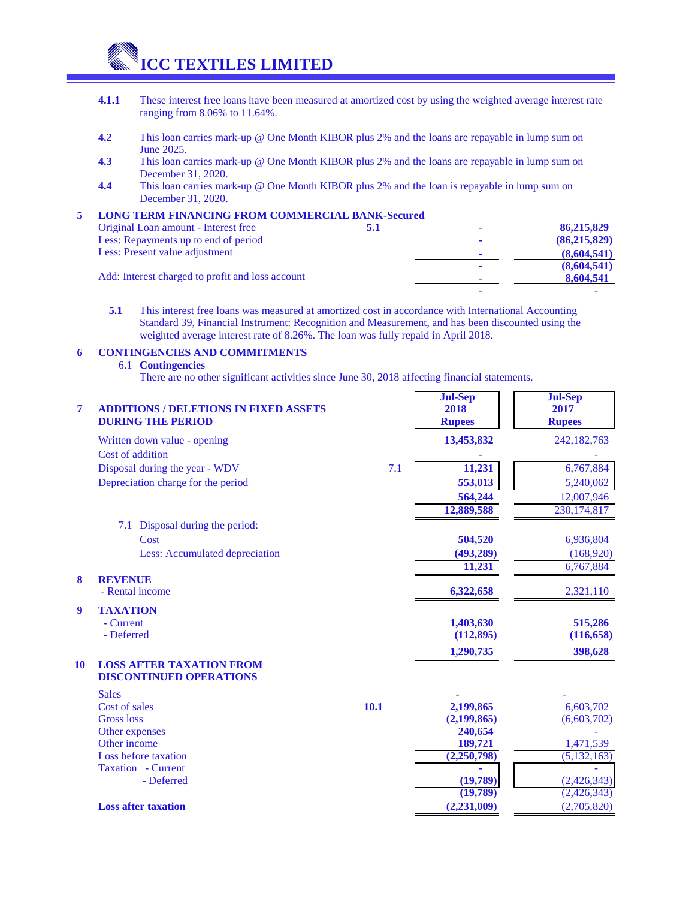**4.1.1** These interest free loans have been measured at amortized cost by using the weighted average interest rate ranging from 8.06% to 11.64%.

**4.2** This loan carries mark-up @ One Month KIBOR plus 2% and the loans are repayable in lump sum on June 2025.

**4.3** This loan carries mark-up @ One Month KIBOR plus 2% and the loans are repayable in lump sum on December 31, 2020.

**4.4** This loan carries mark-up @ One Month KIBOR plus 2% and the loan is repayable in lump sum on December 31, 2020.

## 5 LONG TERM FINANCING FROM COMMERCIAL BANK-Secured

| | Note | | |
|---|---|---|---|
| Original Loan amount - Interest free | 5.1 | - | 86,215,829 |
| Less: Repayments up to end of period | | - | (86,215,829) |
| Less: Present value adjustment | | - | (8,604,541) |
| | | - | (8,604,541) |
| Add: Interest charged to profit and loss account | | - | 8,604,541 |
| | | - | - |

**5.1** This interest free loans was measured at amortized cost in accordance with International Accounting Standard 39, Financial Instrument: Recognition and Measurement, and has been discounted using the weighted average interest rate of 8.26%. The loan was fully repaid in April 2018.

## 6 CONTINGENCIES AND COMMITMENTS

6.1 **Contingencies**

There are no other significant activities since June 30, 2018 affecting financial statements.

## 7 ADDITIONS / DELETIONS IN FIXED ASSETS DURING THE PERIOD

| | Note | Jul-Sep 2018 Rupees | Jul-Sep 2017 Rupees |
|---|---|---|---|
| Written down value - opening | | 13,453,832 | 242,182,763 |
| Cost of addition | | - | - |
| Disposal during the year - WDV | 7.1 | 11,231 | 6,767,884 |
| Depreciation charge for the period | | 553,013 | 5,240,062 |
| | | 564,244 | 12,007,946 |
| | | 12,889,588 | 230,174,817 |
| 7.1 Disposal during the period: | | | |
| Cost | | 504,520 | 6,936,804 |
| Less: Accumulated depreciation | | (493,289) | (168,920) |
| | | 11,231 | 6,767,884 |

## 8 REVENUE

| | | |
|---|---|---|
| - Rental income | 6,322,658 | 2,321,110 |

## 9 TAXATION

| | | |
|---|---|---|
| - Current | 1,403,630 | 515,286 |
| - Deferred | (112,895) | (116,658) |
| | 1,290,735 | 398,628 |

## 10 LOSS AFTER TAXATION FROM DISCONTINUED OPERATIONS

| | Note | | |
|---|---|---|---|
| Sales | | - | - |
| Cost of sales | 10.1 | 2,199,865 | 6,603,702 |
| Gross loss | | (2,199,865) | (6,603,702) |
| Other expenses | | 240,654 | - |
| Other income | | 189,721 | 1,471,539 |
| Loss before taxation | | (2,250,798) | (5,132,163) |
| Taxation - Current | | - | - |
| - Deferred | | (19,789) | (2,426,343) |
| | | (19,789) | (2,426,343) |
| **Loss after taxation** | | (2,231,009) | (2,705,820) |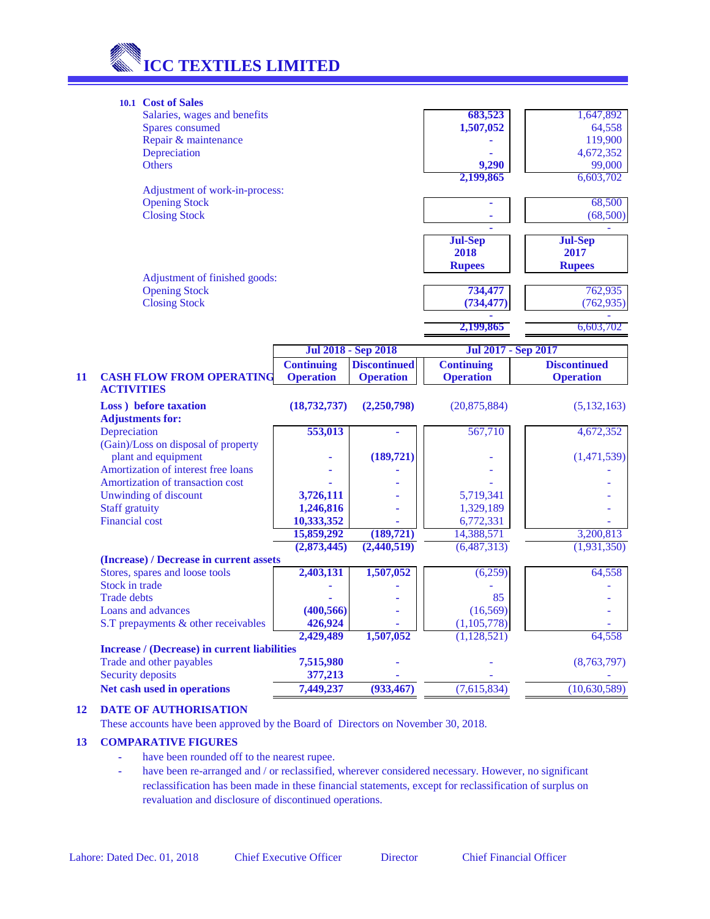### 10.1 Cost of Sales

| | Jul-Sep 2018 Rupees | Jul-Sep 2017 Rupees |
|---|---|---|
| Salaries, wages and benefits | 683,523 | 1,647,892 |
| Spares consumed | 1,507,052 | 64,558 |
| Repair & maintenance | - | 119,900 |
| Depreciation | - | 4,672,352 |
| Others | 9,290 | 99,000 |
| | 2,199,865 | 6,603,702 |
| Adjustment of work-in-process: | | |
| Opening Stock | - | 68,500 |
| Closing Stock | - | (68,500) |
| | - | - |
| Adjustment of finished goods: | | |
| Opening Stock | 734,477 | 762,935 |
| Closing Stock | (734,477) | (762,935) |
| | - | - |
| | 2,199,865 | 6,603,702 |

## 11 CASH FLOW FROM OPERATING ACTIVITIES

| | Jul 2018 - Sep 2018 | | Jul 2017 - Sep 2017 | |
|---|---|---|---|---|
| | **Continuing Operation** | **Discontinued Operation** | **Continuing Operation** | **Discontinued Operation** |
| **Loss ) before taxation** | **(18,732,737)** | **(2,250,798)** | (20,875,884) | (5,132,163) |
| **Adjustments for:** | | | | |
| Depreciation | 553,013 | - | 567,710 | 4,672,352 |
| (Gain)/Loss on disposal of property plant and equipment | - | (189,721) | - | (1,471,539) |
| Amortization of interest free loans | - | - | - | - |
| Amortization of transaction cost | - | - | - | - |
| Unwinding of discount | 3,726,111 | - | 5,719,341 | - |
| Staff gratuity | 1,246,816 | - | 1,329,189 | - |
| Financial cost | 10,333,352 | - | 6,772,331 | - |
| | 15,859,292 | (189,721) | 14,388,571 | 3,200,813 |
| | (2,873,445) | (2,440,519) | (6,487,313) | (1,931,350) |
| **(Increase) / Decrease in current assets** | | | | |
| Stores, spares and loose tools | 2,403,131 | 1,507,052 | (6,259) | 64,558 |
| Stock in trade | - | - | - | - |
| Trade debts | - | - | 85 | - |
| Loans and advances | (400,566) | - | (16,569) | - |
| S.T prepayments & other receivables | 426,924 | - | (1,105,778) | - |
| | 2,429,489 | 1,507,052 | (1,128,521) | 64,558 |
| **Increase / (Decrease) in current liabilities** | | | | |
| Trade and other payables | 7,515,980 | - | - | (8,763,797) |
| Security deposits | 377,213 | - | - | - |
| **Net cash used in operations** | **7,449,237** | **(933,467)** | (7,615,834) | (10,630,589) |

## 12 DATE OF AUTHORISATION

These accounts have been approved by the Board of Directors on November 30, 2018.

## 13 COMPARATIVE FIGURES

- have been rounded off to the nearest rupee.
- have been re-arranged and / or reclassified, wherever considered necessary. However, no significant reclassification has been made in these financial statements, except for reclassification of surplus on revaluation and disclosure of discontinued operations.

Lahore: Dated Dec. 01, 2018 Chief Executive Officer Director Chief Financial Officer